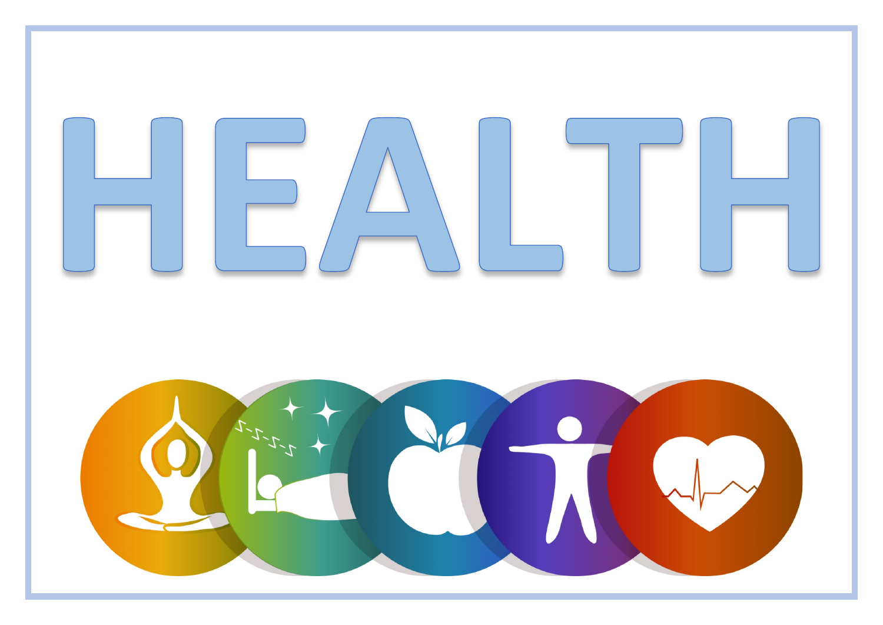# HEALTH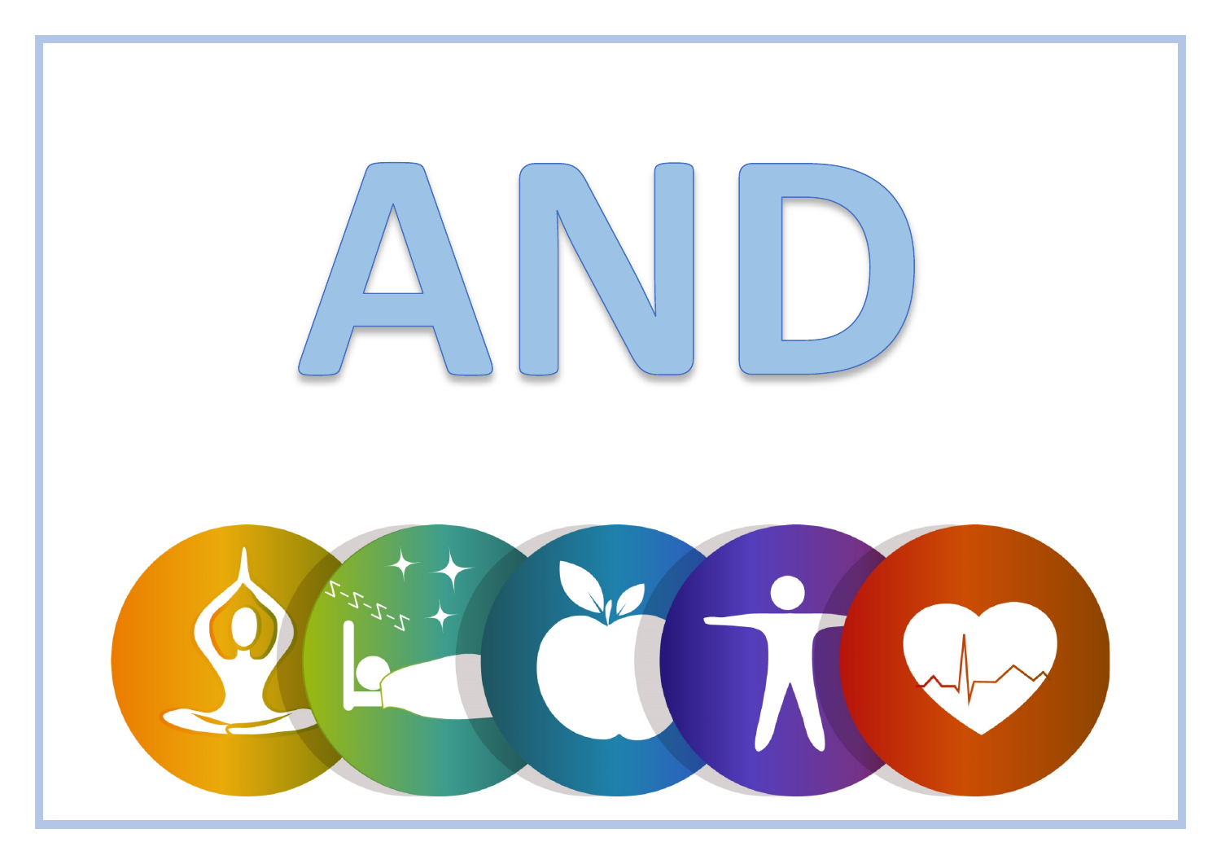# AND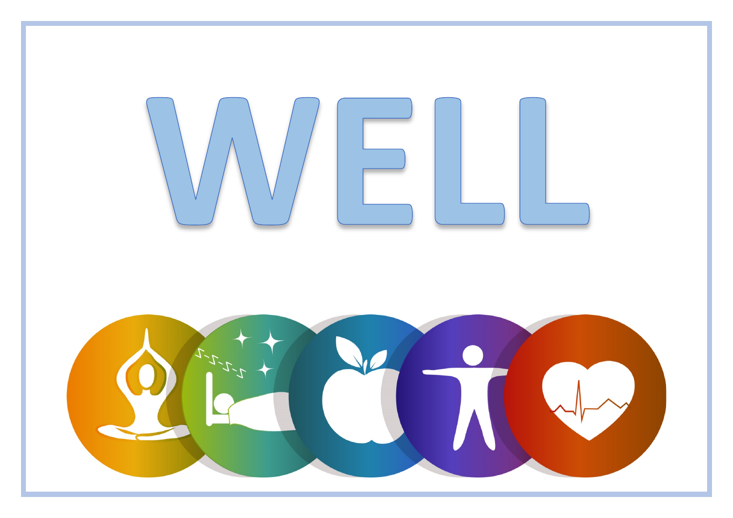# WELL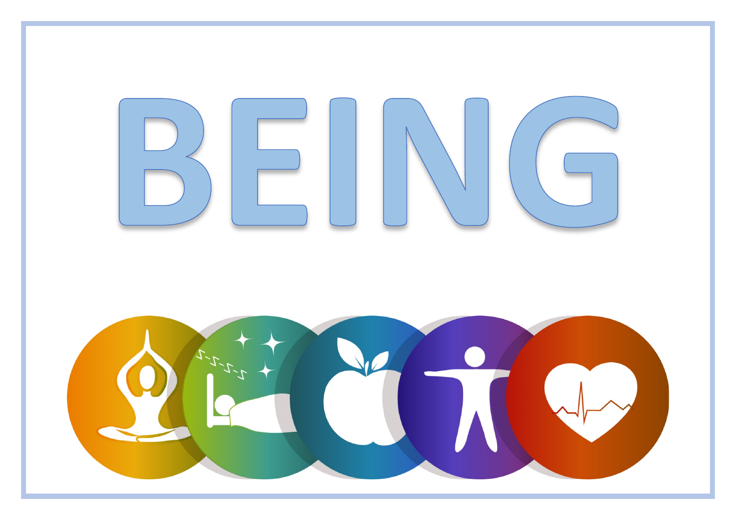# BEING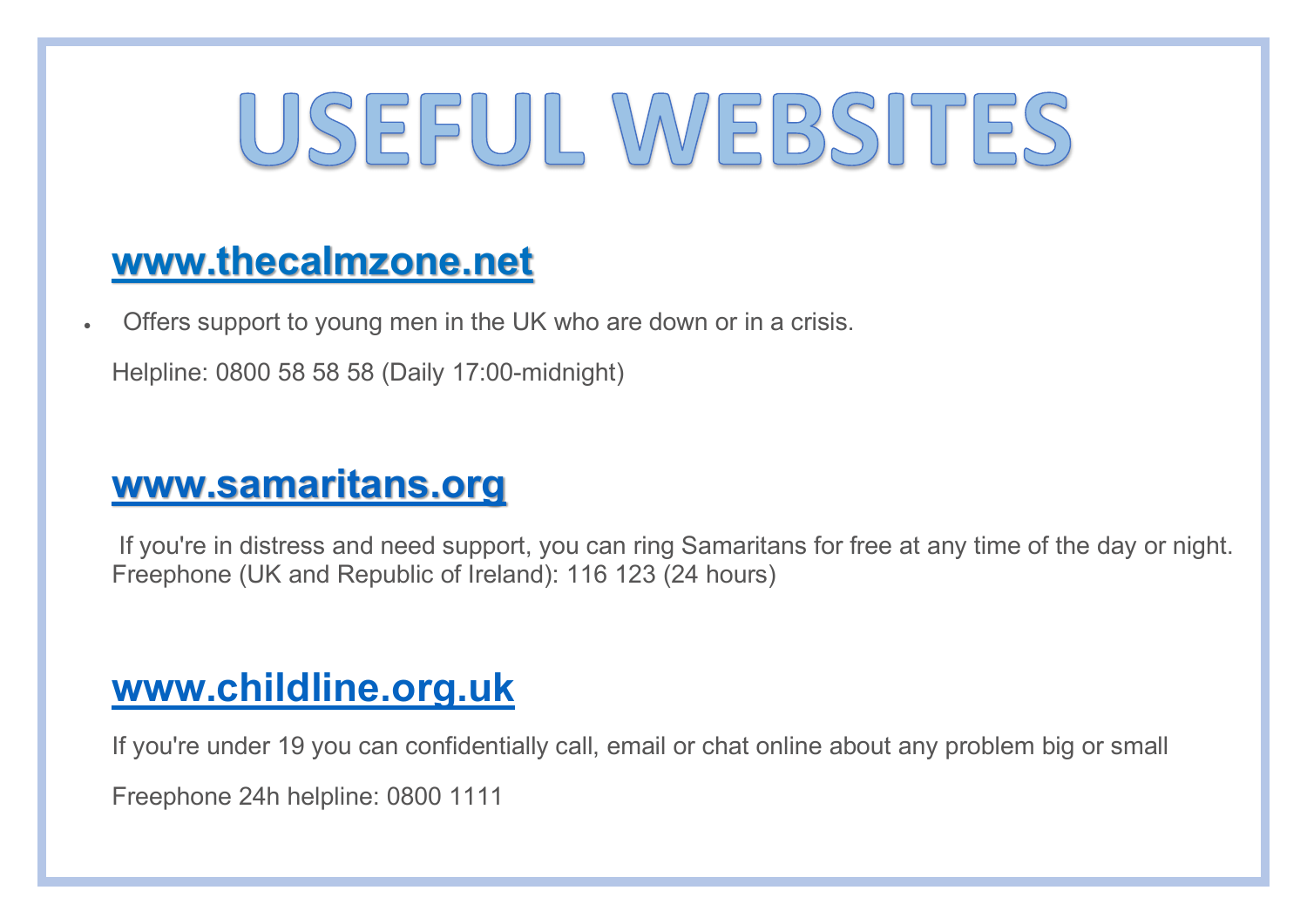# USEFUL WEBSITES

## www.thecalmzone.net

- Offers support to young men in the UK who are down or in a crisis.

Helpline: 0800 58 58 58 (Daily 17:00-midnight)

## www.samaritans.org

If you're in distress and need support, you can ring Samaritans for free at any time of the day or night. Freephone (UK and Republic of Ireland): 116 123 (24 hours)

## www.childline.org.uk

If you're under 19 you can confidentially call, email or chat online about any problem big or small

Freephone 24h helpline: 0800 1111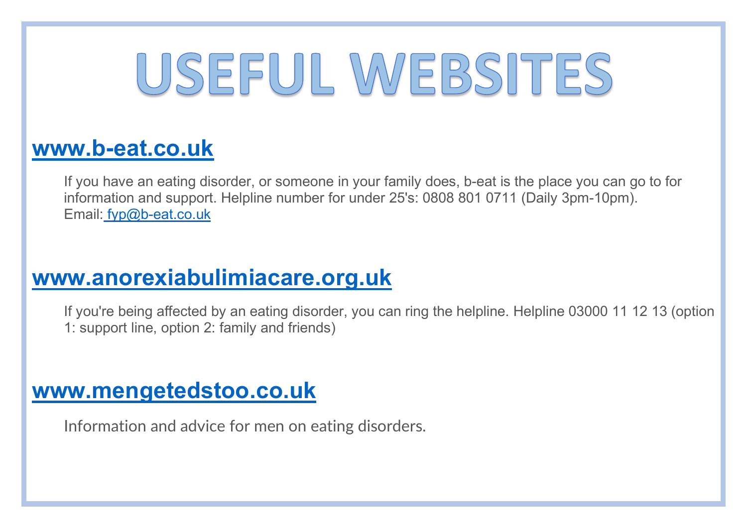# USEFUL WEBSITES

## www.b-eat.co.uk

If you have an eating disorder, or someone in your family does, b-eat is the place you can go to for information and support. Helpline number for under 25's: 0808 801 0711 (Daily 3pm-10pm). Email: fyp@b-eat.co.uk

## www.anorexiabulimiacare.org.uk

If you're being affected by an eating disorder, you can ring the helpline. Helpline 03000 11 12 13 (option 1: support line, option 2: family and friends)

## www.mengetedstoo.co.uk

Information and advice for men on eating disorders.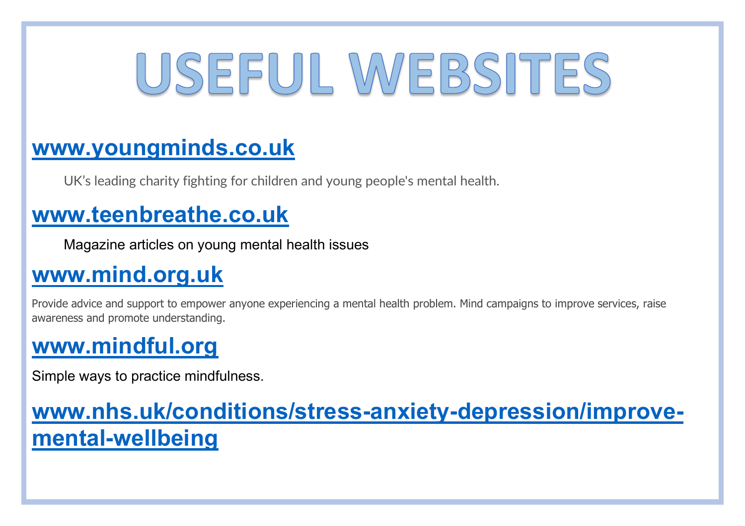# USEFUL WEBSITES

## www.youngminds.co.uk

UK's leading charity fighting for children and young people's mental health.

## www.teenbreathe.co.uk

Magazine articles on young mental health issues

## www.mind.org.uk

Provide advice and support to empower anyone experiencing a mental health problem. Mind campaigns to improve services, raise awareness and promote understanding.

## www.mindful.org

Simple ways to practice mindfulness.

## www.nhs.uk/conditions/stress-anxiety-depression/improve-mental-wellbeing